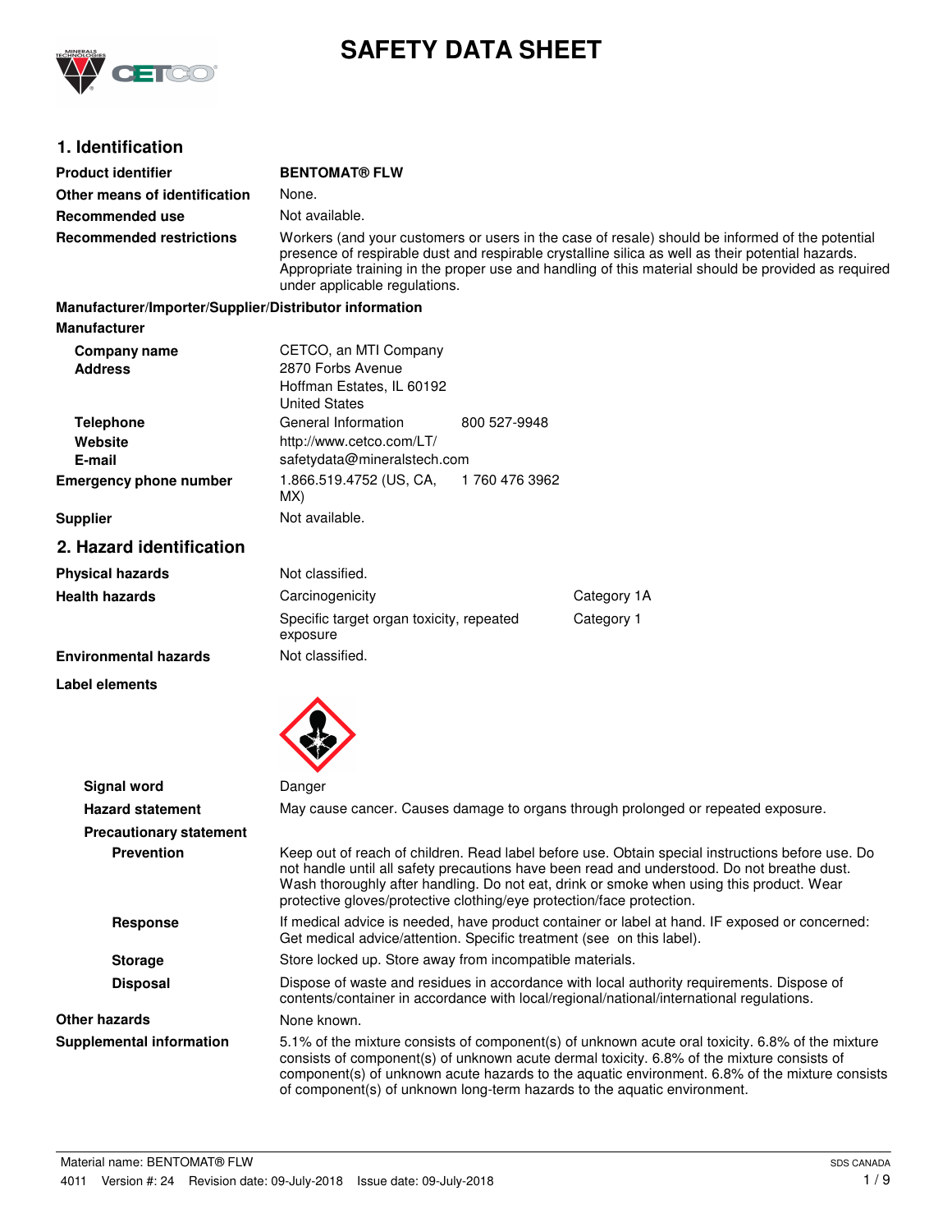# SAFETY DATA SHEET

## 1. Identification

| | |
|---|---|
| **Product identifier** | **BENTOMAT® FLW** |
| **Other means of identification** | None. |
| **Recommended use** | Not available. |
| **Recommended restrictions** | Workers (and your customers or users in the case of resale) should be informed of the potential presence of respirable dust and respirable crystalline silica as well as their potential hazards. Appropriate training in the proper use and handling of this material should be provided as required under applicable regulations. |

**Manufacturer/Importer/Supplier/Distributor information**

**Manufacturer**

| | | |
|---|---|---|
| **Company name** | CETCO, an MTI Company | |
| **Address** | 2870 Forbs Avenue<br>Hoffman Estates, IL 60192<br>United States | |
| **Telephone** | General Information | 800 527-9948 |
| **Website** | http://www.cetco.com/LT/ | |
| **E-mail** | safetydata@mineralstech.com | |
| **Emergency phone number** | 1.866.519.4752 (US, CA, MX) | 1 760 476 3962 |
| **Supplier** | Not available. | |

## 2. Hazard identification

| | | |
|---|---|---|
| **Physical hazards** | Not classified. | |
| **Health hazards** | Carcinogenicity | Category 1A |
| | Specific target organ toxicity, repeated exposure | Category 1 |
| **Environmental hazards** | Not classified. | |

**Label elements**

| | |
|---|---|
| **Signal word** | Danger |
| **Hazard statement** | May cause cancer. Causes damage to organs through prolonged or repeated exposure. |

**Precautionary statement**

| | |
|---|---|
| **Prevention** | Keep out of reach of children. Read label before use. Obtain special instructions before use. Do not handle until all safety precautions have been read and understood. Do not breathe dust. Wash thoroughly after handling. Do not eat, drink or smoke when using this product. Wear protective gloves/protective clothing/eye protection/face protection. |
| **Response** | If medical advice is needed, have product container or label at hand. IF exposed or concerned: Get medical advice/attention. Specific treatment (see on this label). |
| **Storage** | Store locked up. Store away from incompatible materials. |
| **Disposal** | Dispose of waste and residues in accordance with local authority requirements. Dispose of contents/container in accordance with local/regional/national/international regulations. |

| | |
|---|---|
| **Other hazards** | None known. |
| **Supplemental information** | 5.1% of the mixture consists of component(s) of unknown acute oral toxicity. 6.8% of the mixture consists of component(s) of unknown acute dermal toxicity. 6.8% of the mixture consists of component(s) of unknown acute hazards to the aquatic environment. 6.8% of the mixture consists of component(s) of unknown long-term hazards to the aquatic environment. |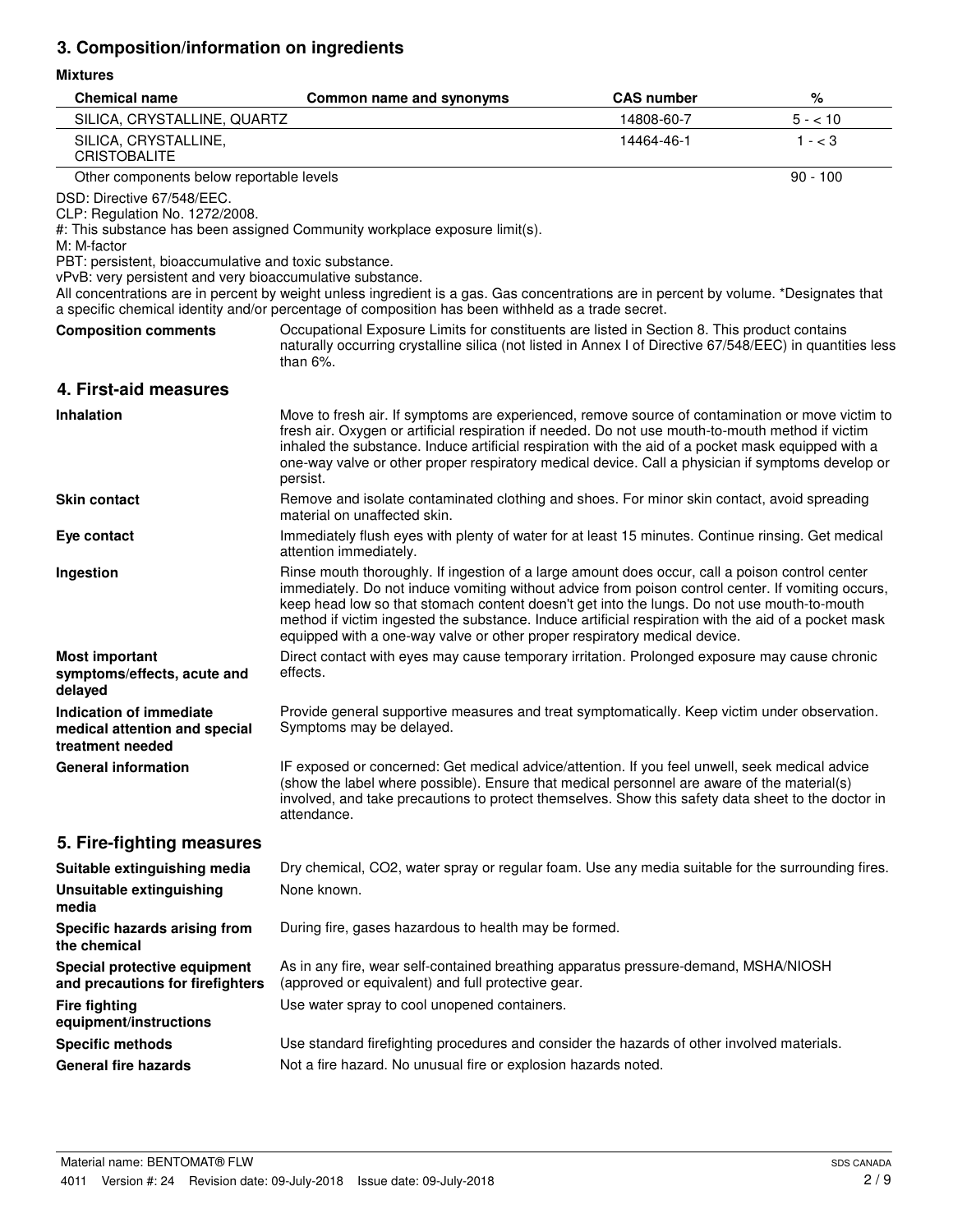## 3. Composition/information on ingredients

**Mixtures**

| Chemical name | Common name and synonyms | CAS number | % |
|---|---|---|---|
| SILICA, CRYSTALLINE, QUARTZ | | 14808-60-7 | 5 - < 10 |
| SILICA, CRYSTALLINE, CRISTOBALITE | | 14464-46-1 | 1 - < 3 |
| Other components below reportable levels | | | 90 - 100 |

DSD: Directive 67/548/EEC.
CLP: Regulation No. 1272/2008.
#: This substance has been assigned Community workplace exposure limit(s).
M: M-factor
PBT: persistent, bioaccumulative and toxic substance.
vPvB: very persistent and very bioaccumulative substance.
All concentrations are in percent by weight unless ingredient is a gas. Gas concentrations are in percent by volume. *Designates that a specific chemical identity and/or percentage of composition has been withheld as a trade secret.

**Composition comments**

Occupational Exposure Limits for constituents are listed in Section 8. This product contains naturally occurring crystalline silica (not listed in Annex I of Directive 67/548/EEC) in quantities less than 6%.

## 4. First-aid measures

**Inhalation**

Move to fresh air. If symptoms are experienced, remove source of contamination or move victim to fresh air. Oxygen or artificial respiration if needed. Do not use mouth-to-mouth method if victim inhaled the substance. Induce artificial respiration with the aid of a pocket mask equipped with a one-way valve or other proper respiratory medical device. Call a physician if symptoms develop or persist.

**Skin contact**

Remove and isolate contaminated clothing and shoes. For minor skin contact, avoid spreading material on unaffected skin.

**Eye contact**

Immediately flush eyes with plenty of water for at least 15 minutes. Continue rinsing. Get medical attention immediately.

**Ingestion**

Rinse mouth thoroughly. If ingestion of a large amount does occur, call a poison control center immediately. Do not induce vomiting without advice from poison control center. If vomiting occurs, keep head low so that stomach content doesn't get into the lungs. Do not use mouth-to-mouth method if victim ingested the substance. Induce artificial respiration with the aid of a pocket mask equipped with a one-way valve or other proper respiratory medical device.

**Most important symptoms/effects, acute and delayed**

Direct contact with eyes may cause temporary irritation. Prolonged exposure may cause chronic effects.

**Indication of immediate medical attention and special treatment needed**

Provide general supportive measures and treat symptomatically. Keep victim under observation. Symptoms may be delayed.

**General information**

IF exposed or concerned: Get medical advice/attention. If you feel unwell, seek medical advice (show the label where possible). Ensure that medical personnel are aware of the material(s) involved, and take precautions to protect themselves. Show this safety data sheet to the doctor in attendance.

## 5. Fire-fighting measures

**Suitable extinguishing media**

Dry chemical, $CO_2$, water spray or regular foam. Use any media suitable for the surrounding fires.

**Unsuitable extinguishing media**

None known.

**Specific hazards arising from the chemical**

During fire, gases hazardous to health may be formed.

**Special protective equipment and precautions for firefighters**

As in any fire, wear self-contained breathing apparatus pressure-demand, MSHA/NIOSH (approved or equivalent) and full protective gear.

**Fire fighting equipment/instructions**

Use water spray to cool unopened containers.

**Specific methods**

Use standard firefighting procedures and consider the hazards of other involved materials.

**General fire hazards**

Not a fire hazard. No unusual fire or explosion hazards noted.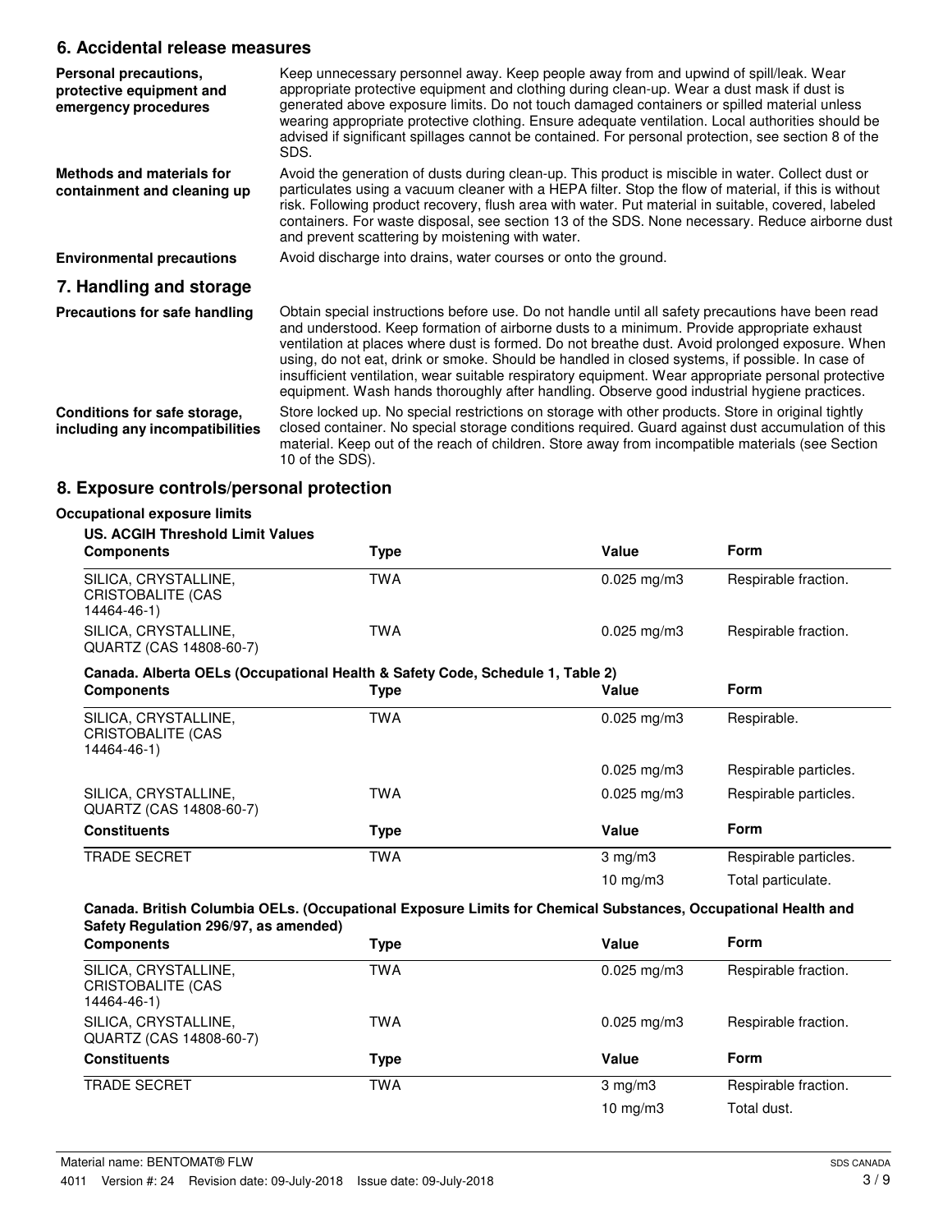## 6. Accidental release measures

**Personal precautions, protective equipment and emergency procedures**

Keep unnecessary personnel away. Keep people away from and upwind of spill/leak. Wear appropriate protective equipment and clothing during clean-up. Wear a dust mask if dust is generated above exposure limits. Do not touch damaged containers or spilled material unless wearing appropriate protective clothing. Ensure adequate ventilation. Local authorities should be advised if significant spillages cannot be contained. For personal protection, see section 8 of the SDS.

**Methods and materials for containment and cleaning up**

Avoid the generation of dusts during clean-up. This product is miscible in water. Collect dust or particulates using a vacuum cleaner with a HEPA filter. Stop the flow of material, if this is without risk. Following product recovery, flush area with water. Put material in suitable, covered, labeled containers. For waste disposal, see section 13 of the SDS. None necessary. Reduce airborne dust and prevent scattering by moistening with water.

**Environmental precautions**

Avoid discharge into drains, water courses or onto the ground.

## 7. Handling and storage

**Precautions for safe handling**

Obtain special instructions before use. Do not handle until all safety precautions have been read and understood. Keep formation of airborne dusts to a minimum. Provide appropriate exhaust ventilation at places where dust is formed. Do not breathe dust. Avoid prolonged exposure. When using, do not eat, drink or smoke. Should be handled in closed systems, if possible. In case of insufficient ventilation, wear suitable respiratory equipment. Wear appropriate personal protective equipment. Wash hands thoroughly after handling. Observe good industrial hygiene practices.

**Conditions for safe storage, including any incompatibilities**

Store locked up. No special restrictions on storage with other products. Store in original tightly closed container. No special storage conditions required. Guard against dust accumulation of this material. Keep out of the reach of children. Store away from incompatible materials (see Section 10 of the SDS).

## 8. Exposure controls/personal protection

**Occupational exposure limits**

**US. ACGIH Threshold Limit Values**

| Components | Type | Value | Form |
|---|---|---|---|
| SILICA, CRYSTALLINE, CRISTOBALITE (CAS 14464-46-1) | TWA | 0.025 mg/m3 | Respirable fraction. |
| SILICA, CRYSTALLINE, QUARTZ (CAS 14808-60-7) | TWA | 0.025 mg/m3 | Respirable fraction. |

**Canada. Alberta OELs (Occupational Health & Safety Code, Schedule 1, Table 2)**

| Components | Type | Value | Form |
|---|---|---|---|
| SILICA, CRYSTALLINE, CRISTOBALITE (CAS 14464-46-1) | TWA | 0.025 mg/m3 | Respirable. |
| | | 0.025 mg/m3 | Respirable particles. |
| SILICA, CRYSTALLINE, QUARTZ (CAS 14808-60-7) | TWA | 0.025 mg/m3 | Respirable particles. |

| Constituents | Type | Value | Form |
|---|---|---|---|
| TRADE SECRET | TWA | 3 mg/m3 | Respirable particles. |
| | | 10 mg/m3 | Total particulate. |

**Canada. British Columbia OELs. (Occupational Exposure Limits for Chemical Substances, Occupational Health and Safety Regulation 296/97, as amended)**

| Components | Type | Value | Form |
|---|---|---|---|
| SILICA, CRYSTALLINE, CRISTOBALITE (CAS 14464-46-1) | TWA | 0.025 mg/m3 | Respirable fraction. |
| SILICA, CRYSTALLINE, QUARTZ (CAS 14808-60-7) | TWA | 0.025 mg/m3 | Respirable fraction. |

| Constituents | Type | Value | Form |
|---|---|---|---|
| TRADE SECRET | TWA | 3 mg/m3 | Respirable fraction. |
| | | 10 mg/m3 | Total dust. |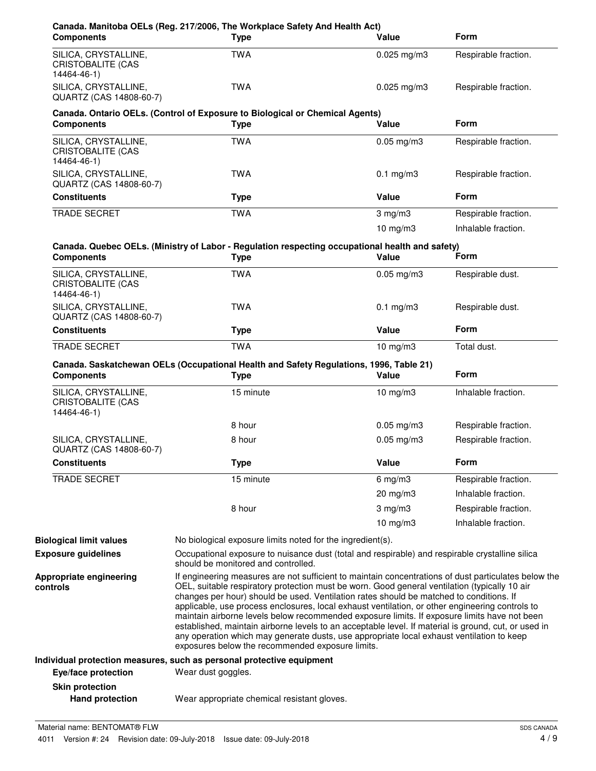**Canada. Manitoba OELs (Reg. 217/2006, The Workplace Safety And Health Act)**

| Components | Type | Value | Form |
|---|---|---|---|
| SILICA, CRYSTALLINE, CRISTOBALITE (CAS 14464-46-1) | TWA | 0.025 mg/m3 | Respirable fraction. |
| SILICA, CRYSTALLINE, QUARTZ (CAS 14808-60-7) | TWA | 0.025 mg/m3 | Respirable fraction. |

**Canada. Ontario OELs. (Control of Exposure to Biological or Chemical Agents)**

| Components | Type | Value | Form |
|---|---|---|---|
| SILICA, CRYSTALLINE, CRISTOBALITE (CAS 14464-46-1) | TWA | 0.05 mg/m3 | Respirable fraction. |
| SILICA, CRYSTALLINE, QUARTZ (CAS 14808-60-7) | TWA | 0.1 mg/m3 | Respirable fraction. |
| **Constituents** | **Type** | **Value** | **Form** |
| TRADE SECRET | TWA | 3 mg/m3 | Respirable fraction. |
| | | 10 mg/m3 | Inhalable fraction. |

**Canada. Quebec OELs. (Ministry of Labor - Regulation respecting occupational health and safety)**

| Components | Type | Value | Form |
|---|---|---|---|
| SILICA, CRYSTALLINE, CRISTOBALITE (CAS 14464-46-1) | TWA | 0.05 mg/m3 | Respirable dust. |
| SILICA, CRYSTALLINE, QUARTZ (CAS 14808-60-7) | TWA | 0.1 mg/m3 | Respirable dust. |
| **Constituents** | **Type** | **Value** | **Form** |
| TRADE SECRET | TWA | 10 mg/m3 | Total dust. |

**Canada. Saskatchewan OELs (Occupational Health and Safety Regulations, 1996, Table 21)**

| Components | Type | Value | Form |
|---|---|---|---|
| SILICA, CRYSTALLINE, CRISTOBALITE (CAS 14464-46-1) | 15 minute | 10 mg/m3 | Inhalable fraction. |
| | 8 hour | 0.05 mg/m3 | Respirable fraction. |
| SILICA, CRYSTALLINE, QUARTZ (CAS 14808-60-7) | 8 hour | 0.05 mg/m3 | Respirable fraction. |
| **Constituents** | **Type** | **Value** | **Form** |
| TRADE SECRET | 15 minute | 6 mg/m3 | Respirable fraction. |
| | | 20 mg/m3 | Inhalable fraction. |
| | 8 hour | 3 mg/m3 | Respirable fraction. |
| | | 10 mg/m3 | Inhalable fraction. |

**Biological limit values** No biological exposure limits noted for the ingredient(s).

**Exposure guidelines** Occupational exposure to nuisance dust (total and respirable) and respirable crystalline silica should be monitored and controlled.

**Appropriate engineering controls** If engineering measures are not sufficient to maintain concentrations of dust particulates below the OEL, suitable respiratory protection must be worn. Good general ventilation (typically 10 air changes per hour) should be used. Ventilation rates should be matched to conditions. If applicable, use process enclosures, local exhaust ventilation, or other engineering controls to maintain airborne levels below recommended exposure limits. If exposure limits have not been established, maintain airborne levels to an acceptable level. If material is ground, cut, or used in any operation which may generate dusts, use appropriate local exhaust ventilation to keep exposures below the recommended exposure limits.

**Individual protection measures, such as personal protective equipment**

**Eye/face protection** Wear dust goggles.

**Skin protection**

**Hand protection** Wear appropriate chemical resistant gloves.

Material name: BENTOMAT® FLW

4011 Version #: 24 Revision date: 09-July-2018 Issue date: 09-July-2018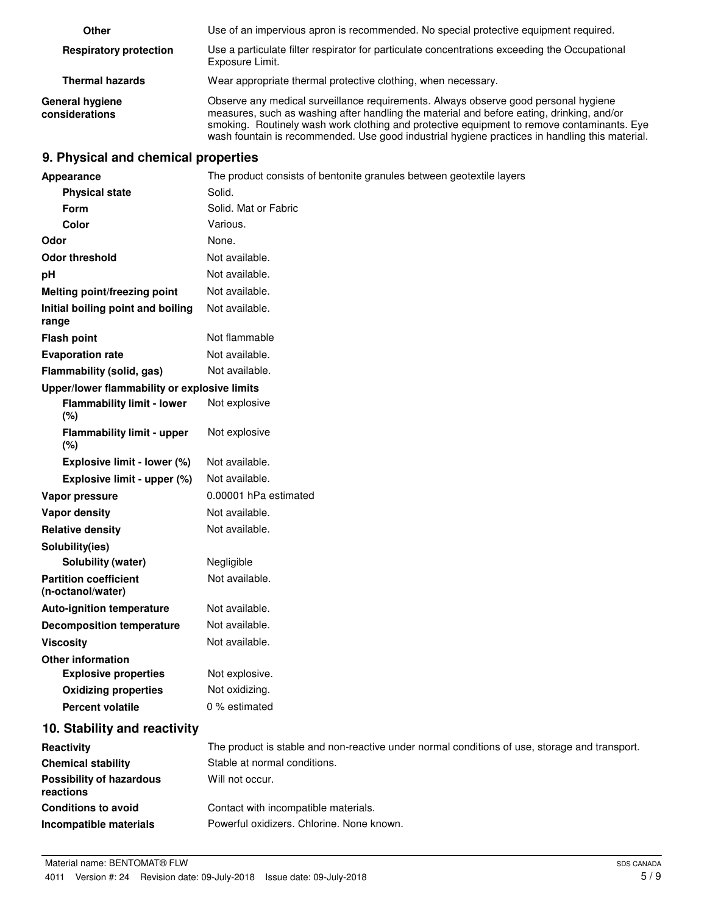| | |
|---|---|
| **Other** | Use of an impervious apron is recommended. No special protective equipment required. |
| **Respiratory protection** | Use a particulate filter respirator for particulate concentrations exceeding the Occupational Exposure Limit. |
| **Thermal hazards** | Wear appropriate thermal protective clothing, when necessary. |
| **General hygiene considerations** | Observe any medical surveillance requirements. Always observe good personal hygiene measures, such as washing after handling the material and before eating, drinking, and/or smoking. Routinely wash work clothing and protective equipment to remove contaminants. Eye wash fountain is recommended. Use good industrial hygiene practices in handling this material. |

## 9. Physical and chemical properties

| | |
|---|---|
| **Appearance** | The product consists of bentonite granules between geotextile layers |
| **Physical state** | Solid. |
| **Form** | Solid. Mat or Fabric |
| **Color** | Various. |
| **Odor** | None. |
| **Odor threshold** | Not available. |
| **pH** | Not available. |
| **Melting point/freezing point** | Not available. |
| **Initial boiling point and boiling range** | Not available. |
| **Flash point** | Not flammable |
| **Evaporation rate** | Not available. |
| **Flammability (solid, gas)** | Not available. |
| **Upper/lower flammability or explosive limits** | |
| **Flammability limit - lower (%)** | Not explosive |
| **Flammability limit - upper (%)** | Not explosive |
| **Explosive limit - lower (%)** | Not available. |
| **Explosive limit - upper (%)** | Not available. |
| **Vapor pressure** | 0.00001 hPa estimated |
| **Vapor density** | Not available. |
| **Relative density** | Not available. |
| **Solubility(ies)** | |
| **Solubility (water)** | Negligible |
| **Partition coefficient (n-octanol/water)** | Not available. |
| **Auto-ignition temperature** | Not available. |
| **Decomposition temperature** | Not available. |
| **Viscosity** | Not available. |
| **Other information** | |
| **Explosive properties** | Not explosive. |
| **Oxidizing properties** | Not oxidizing. |
| **Percent volatile** | 0 % estimated |

## 10. Stability and reactivity

| | |
|---|---|
| **Reactivity** | The product is stable and non-reactive under normal conditions of use, storage and transport. |
| **Chemical stability** | Stable at normal conditions. |
| **Possibility of hazardous reactions** | Will not occur. |
| **Conditions to avoid** | Contact with incompatible materials. |
| **Incompatible materials** | Powerful oxidizers. Chlorine. None known. |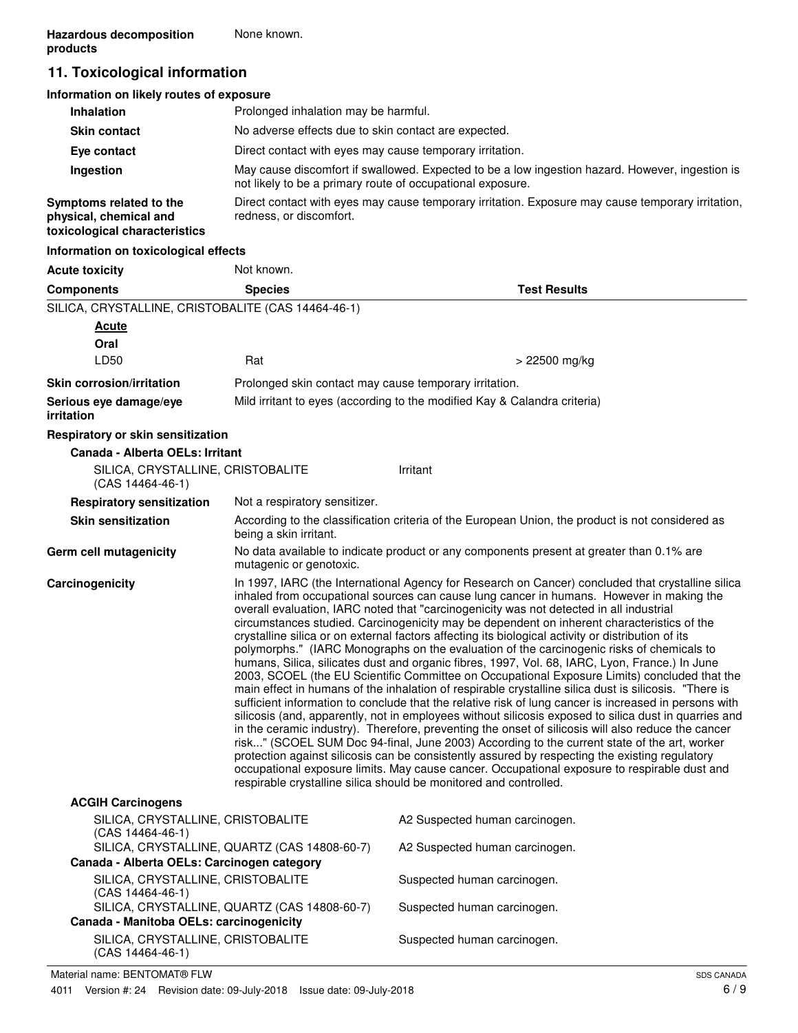**Hazardous decomposition products** None known.

## 11. Toxicological information

### Information on likely routes of exposure

**Inhalation** Prolonged inhalation may be harmful.

**Skin contact** No adverse effects due to skin contact are expected.

**Eye contact** Direct contact with eyes may cause temporary irritation.

**Ingestion** May cause discomfort if swallowed. Expected to be a low ingestion hazard. However, ingestion is not likely to be a primary route of occupational exposure.

**Symptoms related to the physical, chemical and toxicological characteristics** Direct contact with eyes may cause temporary irritation. Exposure may cause temporary irritation, redness, or discomfort.

### Information on toxicological effects

**Acute toxicity** Not known.

| Components | Species | Test Results |
|---|---|---|
| SILICA, CRYSTALLINE, CRISTOBALITE (CAS 14464-46-1) | | |
| **Acute** | | |
| **Oral** | | |
| LD50 | Rat | > 22500 mg/kg |

**Skin corrosion/irritation** Prolonged skin contact may cause temporary irritation.

**Serious eye damage/eye irritation** Mild irritant to eyes (according to the modified Kay & Calandra criteria)

**Respiratory or skin sensitization**

**Canada - Alberta OELs: Irritant**

| | |
|---|---|
| SILICA, CRYSTALLINE, CRISTOBALITE (CAS 14464-46-1) | Irritant |

**Respiratory sensitization** Not a respiratory sensitizer.

**Skin sensitization** According to the classification criteria of the European Union, the product is not considered as being a skin irritant.

**Germ cell mutagenicity** No data available to indicate product or any components present at greater than 0.1% are mutagenic or genotoxic.

**Carcinogenicity** In 1997, IARC (the International Agency for Research on Cancer) concluded that crystalline silica inhaled from occupational sources can cause lung cancer in humans. However in making the overall evaluation, IARC noted that "carcinogenicity was not detected in all industrial circumstances studied. Carcinogenicity may be dependent on inherent characteristics of the crystalline silica or on external factors affecting its biological activity or distribution of its polymorphs." (IARC Monographs on the evaluation of the carcinogenic risks of chemicals to humans, Silica, silicates dust and organic fibres, 1997, Vol. 68, IARC, Lyon, France.) In June 2003, SCOEL (the EU Scientific Committee on Occupational Exposure Limits) concluded that the main effect in humans of the inhalation of respirable crystalline silica dust is silicosis. "There is sufficient information to conclude that the relative risk of lung cancer is increased in persons with silicosis (and, apparently, not in employees without silicosis exposed to silica dust in quarries and in the ceramic industry). Therefore, preventing the onset of silicosis will also reduce the cancer risk..." (SCOEL SUM Doc 94-final, June 2003) According to the current state of the art, worker protection against silicosis can be consistently assured by respecting the existing regulatory occupational exposure limits. May cause cancer. Occupational exposure to respirable dust and respirable crystalline silica should be monitored and controlled.

**ACGIH Carcinogens**

| | |
|---|---|
| SILICA, CRYSTALLINE, CRISTOBALITE (CAS 14464-46-1) | A2 Suspected human carcinogen. |
| SILICA, CRYSTALLINE, QUARTZ (CAS 14808-60-7) | A2 Suspected human carcinogen. |

**Canada - Alberta OELs: Carcinogen category**

| | |
|---|---|
| SILICA, CRYSTALLINE, CRISTOBALITE (CAS 14464-46-1) | Suspected human carcinogen. |
| SILICA, CRYSTALLINE, QUARTZ (CAS 14808-60-7) | Suspected human carcinogen. |

**Canada - Manitoba OELs: carcinogenicity**

| | |
|---|---|
| SILICA, CRYSTALLINE, CRISTOBALITE (CAS 14464-46-1) | Suspected human carcinogen. |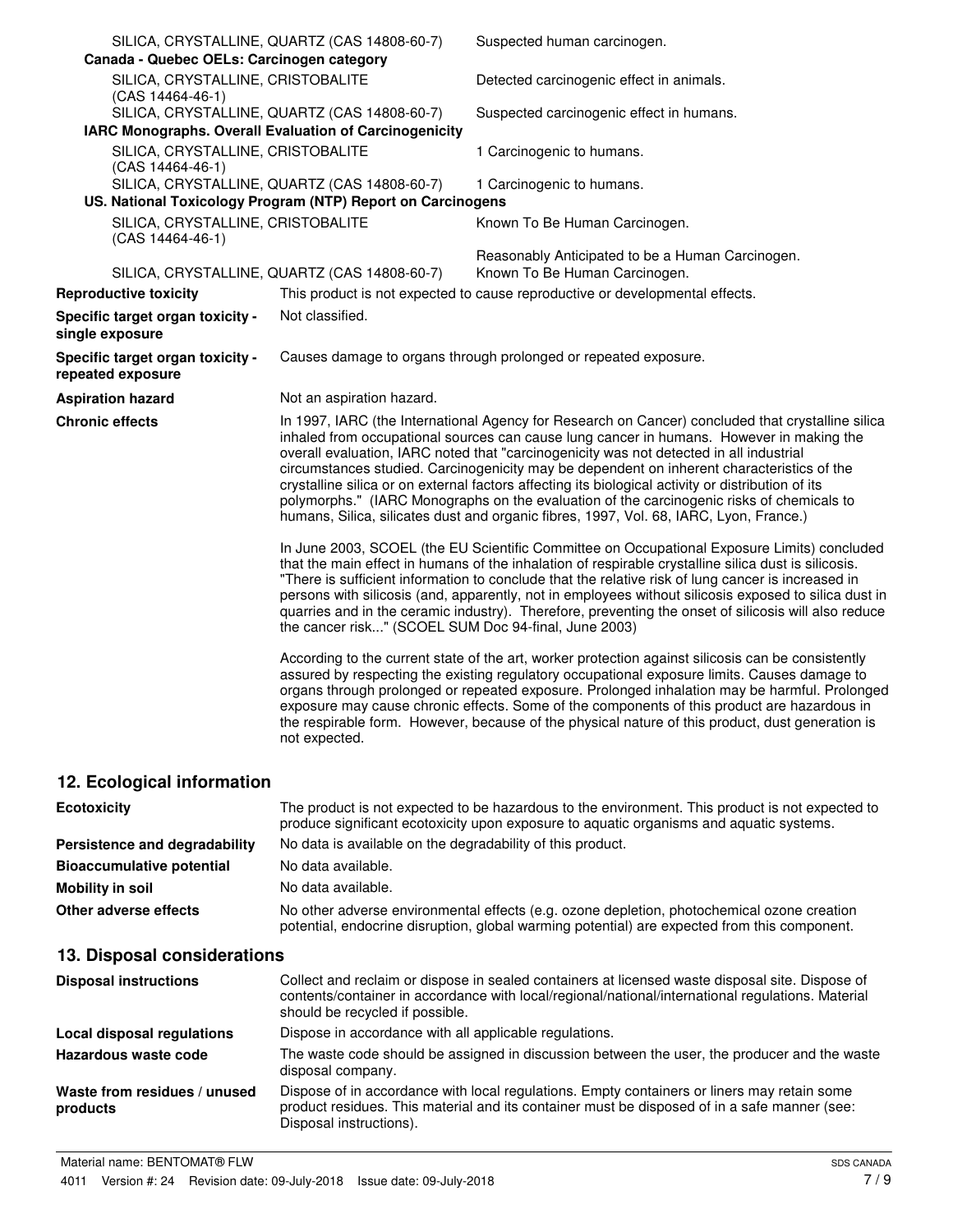| | |
|---|---|
| SILICA, CRYSTALLINE, QUARTZ (CAS 14808-60-7) | Suspected human carcinogen. |
| **Canada - Quebec OELs: Carcinogen category** | |
| SILICA, CRYSTALLINE, CRISTOBALITE (CAS 14464-46-1) | Detected carcinogenic effect in animals. |
| SILICA, CRYSTALLINE, QUARTZ (CAS 14808-60-7) | Suspected carcinogenic effect in humans. |
| **IARC Monographs. Overall Evaluation of Carcinogenicity** | |
| SILICA, CRYSTALLINE, CRISTOBALITE (CAS 14464-46-1) | 1 Carcinogenic to humans. |
| SILICA, CRYSTALLINE, QUARTZ (CAS 14808-60-7) | 1 Carcinogenic to humans. |
| **US. National Toxicology Program (NTP) Report on Carcinogens** | |
| SILICA, CRYSTALLINE, CRISTOBALITE (CAS 14464-46-1) | Known To Be Human Carcinogen. |
| SILICA, CRYSTALLINE, QUARTZ (CAS 14808-60-7) | Reasonably Anticipated to be a Human Carcinogen. Known To Be Human Carcinogen. |

| | |
|---|---|
| **Reproductive toxicity** | This product is not expected to cause reproductive or developmental effects. |
| **Specific target organ toxicity - single exposure** | Not classified. |
| **Specific target organ toxicity - repeated exposure** | Causes damage to organs through prolonged or repeated exposure. |
| **Aspiration hazard** | Not an aspiration hazard. |

**Chronic effects**

In 1997, IARC (the International Agency for Research on Cancer) concluded that crystalline silica inhaled from occupational sources can cause lung cancer in humans. However in making the overall evaluation, IARC noted that "carcinogenicity was not detected in all industrial circumstances studied. Carcinogenicity may be dependent on inherent characteristics of the crystalline silica or on external factors affecting its biological activity or distribution of its polymorphs." (IARC Monographs on the evaluation of the carcinogenic risks of chemicals to humans, Silica, silicates dust and organic fibres, 1997, Vol. 68, IARC, Lyon, France.)

In June 2003, SCOEL (the EU Scientific Committee on Occupational Exposure Limits) concluded that the main effect in humans of the inhalation of respirable crystalline silica dust is silicosis. "There is sufficient information to conclude that the relative risk of lung cancer is increased in persons with silicosis (and, apparently, not in employees without silicosis exposed to silica dust in quarries and in the ceramic industry). Therefore, preventing the onset of silicosis will also reduce the cancer risk..." (SCOEL SUM Doc 94-final, June 2003)

According to the current state of the art, worker protection against silicosis can be consistently assured by respecting the existing regulatory occupational exposure limits. Causes damage to organs through prolonged or repeated exposure. Prolonged inhalation may be harmful. Prolonged exposure may cause chronic effects. Some of the components of this product are hazardous in the respirable form. However, because of the physical nature of this product, dust generation is not expected.

## 12. Ecological information

| | |
|---|---|
| **Ecotoxicity** | The product is not expected to be hazardous to the environment. This product is not expected to produce significant ecotoxicity upon exposure to aquatic organisms and aquatic systems. |
| **Persistence and degradability** | No data is available on the degradability of this product. |
| **Bioaccumulative potential** | No data available. |
| **Mobility in soil** | No data available. |
| **Other adverse effects** | No other adverse environmental effects (e.g. ozone depletion, photochemical ozone creation potential, endocrine disruption, global warming potential) are expected from this component. |

## 13. Disposal considerations

| | |
|---|---|
| **Disposal instructions** | Collect and reclaim or dispose in sealed containers at licensed waste disposal site. Dispose of contents/container in accordance with local/regional/national/international regulations. Material should be recycled if possible. |
| **Local disposal regulations** | Dispose in accordance with all applicable regulations. |
| **Hazardous waste code** | The waste code should be assigned in discussion between the user, the producer and the waste disposal company. |
| **Waste from residues / unused products** | Dispose of in accordance with local regulations. Empty containers or liners may retain some product residues. This material and its container must be disposed of in a safe manner (see: Disposal instructions). |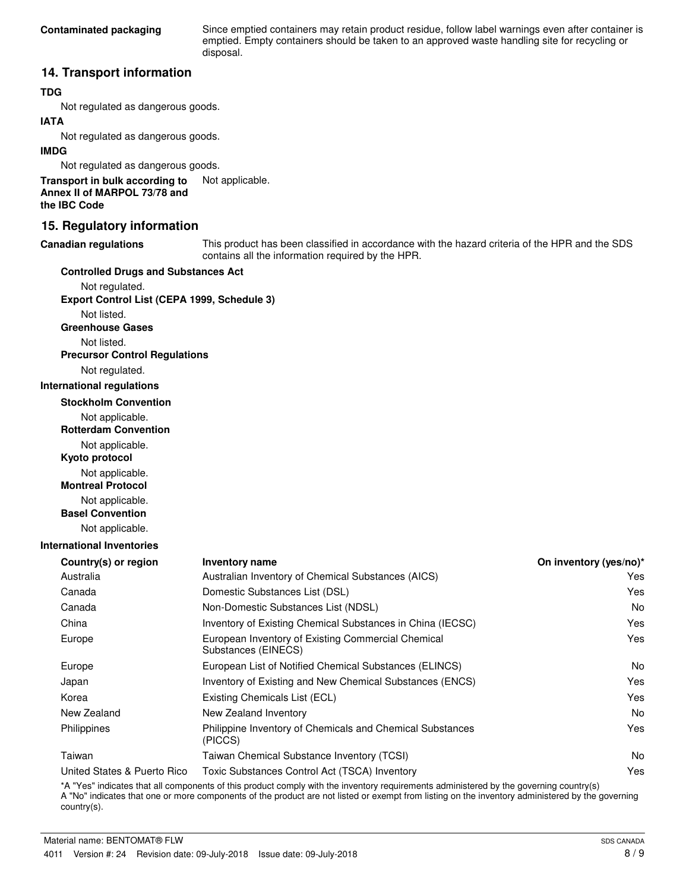**Contaminated packaging** Since emptied containers may retain product residue, follow label warnings even after container is emptied. Empty containers should be taken to an approved waste handling site for recycling or disposal.

## 14. Transport information

**TDG**

Not regulated as dangerous goods.

**IATA**

Not regulated as dangerous goods.

**IMDG**

Not regulated as dangerous goods.

**Transport in bulk according to Annex II of MARPOL 73/78 and the IBC Code** Not applicable.

## 15. Regulatory information

**Canadian regulations** This product has been classified in accordance with the hazard criteria of the HPR and the SDS contains all the information required by the HPR.

**Controlled Drugs and Substances Act**

Not regulated.

**Export Control List (CEPA 1999, Schedule 3)**

Not listed.

**Greenhouse Gases**

Not listed.

**Precursor Control Regulations**

Not regulated.

**International regulations**

**Stockholm Convention**

Not applicable.

**Rotterdam Convention**

Not applicable.

**Kyoto protocol**

Not applicable.

**Montreal Protocol**

Not applicable.

**Basel Convention**

Not applicable.

**International Inventories**

| Country(s) or region | Inventory name | On inventory (yes/no)* |
|---|---|---|
| Australia | Australian Inventory of Chemical Substances (AICS) | Yes |
| Canada | Domestic Substances List (DSL) | Yes |
| Canada | Non-Domestic Substances List (NDSL) | No |
| China | Inventory of Existing Chemical Substances in China (IECSC) | Yes |
| Europe | European Inventory of Existing Commercial Chemical Substances (EINECS) | Yes |
| Europe | European List of Notified Chemical Substances (ELINCS) | No |
| Japan | Inventory of Existing and New Chemical Substances (ENCS) | Yes |
| Korea | Existing Chemicals List (ECL) | Yes |
| New Zealand | New Zealand Inventory | No |
| Philippines | Philippine Inventory of Chemicals and Chemical Substances (PICCS) | Yes |
| Taiwan | Taiwan Chemical Substance Inventory (TCSI) | No |
| United States & Puerto Rico | Toxic Substances Control Act (TSCA) Inventory | Yes |

*A "Yes" indicates that all components of this product comply with the inventory requirements administered by the governing country(s)
A "No" indicates that one or more components of the product are not listed or exempt from listing on the inventory administered by the governing country(s).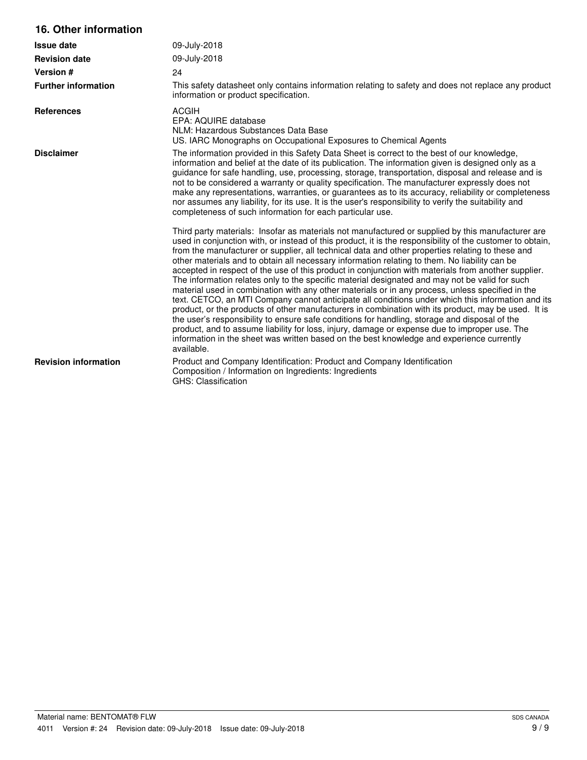## 16. Other information

**Issue date** 09-July-2018

**Revision date** 09-July-2018

**Version #** 24

**Further information** This safety datasheet only contains information relating to safety and does not replace any product information or product specification.

**References**
ACGIH
EPA: AQUIRE database
NLM: Hazardous Substances Data Base
US. IARC Monographs on Occupational Exposures to Chemical Agents

**Disclaimer** The information provided in this Safety Data Sheet is correct to the best of our knowledge, information and belief at the date of its publication. The information given is designed only as a guidance for safe handling, use, processing, storage, transportation, disposal and release and is not to be considered a warranty or quality specification. The manufacturer expressly does not make any representations, warranties, or guarantees as to its accuracy, reliability or completeness nor assumes any liability, for its use. It is the user's responsibility to verify the suitability and completeness of such information for each particular use.

Third party materials: Insofar as materials not manufactured or supplied by this manufacturer are used in conjunction with, or instead of this product, it is the responsibility of the customer to obtain, from the manufacturer or supplier, all technical data and other properties relating to these and other materials and to obtain all necessary information relating to them. No liability can be accepted in respect of the use of this product in conjunction with materials from another supplier. The information relates only to the specific material designated and may not be valid for such material used in combination with any other materials or in any process, unless specified in the text. CETCO, an MTI Company cannot anticipate all conditions under which this information and its product, or the products of other manufacturers in combination with its product, may be used. It is the user's responsibility to ensure safe conditions for handling, storage and disposal of the product, and to assume liability for loss, injury, damage or expense due to improper use. The information in the sheet was written based on the best knowledge and experience currently available.

**Revision information**
Product and Company Identification: Product and Company Identification
Composition / Information on Ingredients: Ingredients
GHS: Classification